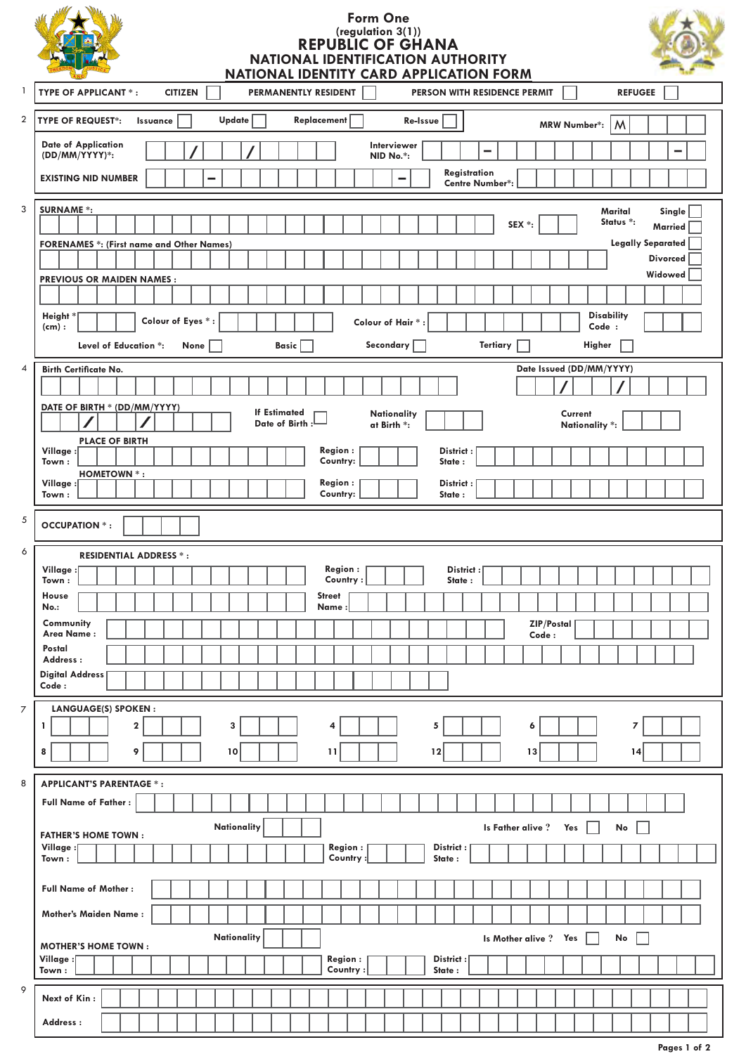# Form One

(regulation 3(1))

# REPUBLIC OF GHANA

## NATIONAL IDENTIFICATION AUTHORITY

## NATIONAL IDENTITY CARD APPLICATION FORM

**1** TYPE OF APPLICANT * : CITIZEN ☐ PERMANENTLY RESIDENT ☐ PERSON WITH RESIDENCE PERMIT ☐ REFUGEE ☐

**2** TYPE OF REQUEST*: Issuance ☐ Update ☐ Replacement ☐ Re-Issue ☐

MRW Number*: M

Date of Application (DD/MM/YYYY)*: __ / __ / ____

Interviewer NID No.*: ___ - ___ - ___

EXISTING NID NUMBER ___ - ___ - ___

Registration Centre Number*:

**3** SURNAME *:

SEX *:

Marital Status *: Single ☐ Married ☐ Legally Separated ☐ Divorced ☐ Widowed ☐

FORENAMES *: (First name and Other Names)

PREVIOUS OR MAIDEN NAMES :

Height * (cm) :

Colour of Eyes * :

Colour of Hair * :

Disability Code :

Level of Education *: None ☐ Basic ☐ Secondary ☐ Tertiary ☐ Higher ☐

**4** Birth Certificate No.

Date Issued (DD/MM/YYYY) __ / __ / ____

DATE OF BIRTH * (DD/MM/YYYY) __ / __ / ____

If Estimated Date of Birth : ☐

Nationality at Birth *:

Current Nationality *:

PLACE OF BIRTH

Village : Town : | Region : Country: | District : State :

HOMETOWN * :

Village : Town : | Region : Country: | District : State :

**5** OCCUPATION * :

**6** RESIDENTIAL ADDRESS * :

Village : Town : | Region : Country : | District : State :

House No.: | Street Name :

Community Area Name : | ZIP/Postal Code :

Postal Address :

Digital Address Code :

**7** LANGUAGE(S) SPOKEN :

1 | 2 | 3 | 4 | 5 | 6 | 7

8 | 9 | 10 | 11 | 12 | 13 | 14

**8** APPLICANT'S PARENTAGE * :

Full Name of Father :

Nationality

Is Father alive ? Yes ☐ No ☐

FATHER'S HOME TOWN :

Village : Town : | Region : Country : | District : State :

Full Name of Mother :

Mother's Maiden Name :

Nationality

Is Mother alive ? Yes ☐ No ☐

MOTHER'S HOME TOWN :

Village : Town : | Region : Country : | District : State :

**9** Next of Kin :

Address :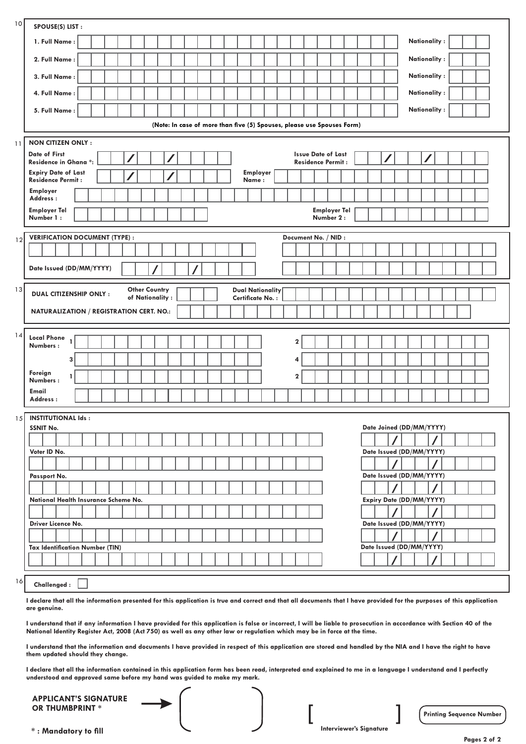10

**SPOUSE(S) LIST :**

1. Full Name : Nationality :
2. Full Name : Nationality :
3. Full Name : Nationality :
4. Full Name : Nationality :
5. Full Name : Nationality :

**(Note: In case of more than five (5) Spouses, please use Spouses Form)**

11

**NON CITIZEN ONLY :**

Date of First Residence in Ghana *: / /

Issue Date of Last Residence Permit : / /

Expiry Date of Last Residence Permit : / /

Employer Name :

Employer Address :

Employer Tel Number 1 :

Employer Tel Number 2 :

12

**VERIFICATION DOCUMENT (TYPE) :**

Document No. / NID :

Date Issued (DD/MM/YYYY) / /

13

**DUAL CITIZENSHIP ONLY :** Other Country of Nationality : Dual Nationality Certificate No. :

**NATURALIZATION / REGISTRATION CERT. NO.:**

14

Local Phone Numbers : 1 2 3 4

Foreign Numbers : 1 2

Email Address :

15

**INSTITUTIONAL Ids :**

SSNIT No. — Date Joined (DD/MM/YYYY) / /

Voter ID No. — Date Issued (DD/MM/YYYY) / /

Passport No. — Date Issued (DD/MM/YYYY) / /

National Health Insurance Scheme No. — Expiry Date (DD/MM/YYYY) / /

Driver Licence No. — Date Issued (DD/MM/YYYY) / /

Tax Identification Number (TIN) — Date Issued (DD/MM/YYYY) / /

16

Challenged :

**I declare that all the information presented for this application is true and correct and that all documents that I have provided for the purposes of this application are genuine.**

**I understand that if any information I have provided for this application is false or incorrect, I will be liable to prosecution in accordance with Section 40 of the National Identity Register Act, 2008 (Act 750) as well as any other law or regulation which may be in force at the time.**

**I understand that the information and documents I have provided in respect of this application are stored and handled by the NIA and I have the right to have them updated should they change.**

**I declare that all the information contained in this application form has been read, interpreted and explained to me in a language I understand and I perfectly understood and approved same before my hand was guided to make my mark.**

**APPLICANT'S SIGNATURE OR THUMBPRINT** *

Interviewer's Signature

Printing Sequence Number

* : Mandatory to fill